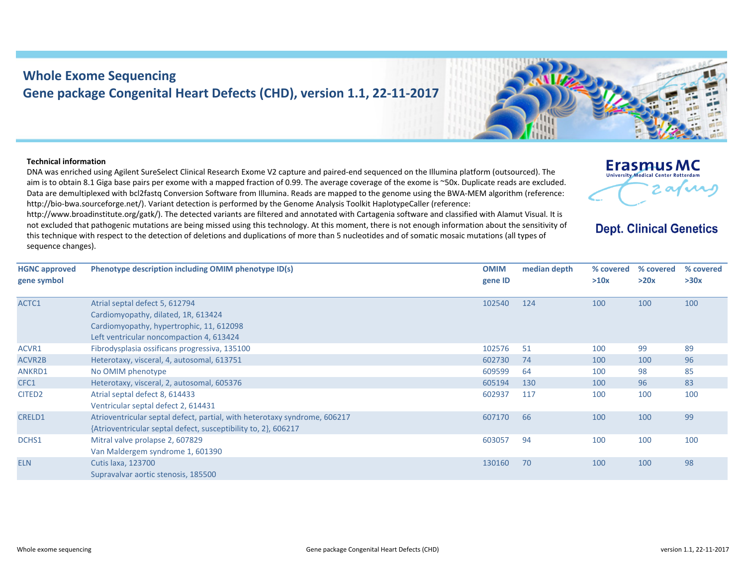# Whole Exome Sequencing

## Gene package Congenital Heart Defects (CHD), version 1.1, 22-11-2017

Erasmus MC
University Medical Center Rotterdam

**Dept. Clinical Genetics**

**Technical information**

DNA was enriched using Agilent SureSelect Clinical Research Exome V2 capture and paired-end sequenced on the Illumina platform (outsourced). The aim is to obtain 8.1 Giga base pairs per exome with a mapped fraction of 0.99. The average coverage of the exome is ~50x. Duplicate reads are excluded. Data are demultiplexed with bcl2fastq Conversion Software from Illumina. Reads are mapped to the genome using the BWA-MEM algorithm (reference: http://bio-bwa.sourceforge.net/). Variant detection is performed by the Genome Analysis Toolkit HaplotypeCaller (reference: http://www.broadinstitute.org/gatk/). The detected variants are filtered and annotated with Cartagenia software and classified with Alamut Visual. It is not excluded that pathogenic mutations are being missed using this technology. At this moment, there is not enough information about the sensitivity of this technique with respect to the detection of deletions and duplications of more than 5 nucleotides and of somatic mosaic mutations (all types of sequence changes).

| HGNC approved gene symbol | Phenotype description including OMIM phenotype ID(s) | OMIM gene ID | median depth | % covered >10x | % covered >20x | % covered >30x |
|---|---|---|---|---|---|---|
| ACTC1 | Atrial septal defect 5, 612794<br>Cardiomyopathy, dilated, 1R, 613424<br>Cardiomyopathy, hypertrophic, 11, 612098<br>Left ventricular noncompaction 4, 613424 | 102540 | 124 | 100 | 100 | 100 |
| ACVR1 | Fibrodysplasia ossificans progressiva, 135100 | 102576 | 51 | 100 | 99 | 89 |
| ACVR2B | Heterotaxy, visceral, 4, autosomal, 613751 | 602730 | 74 | 100 | 100 | 96 |
| ANKRD1 | No OMIM phenotype | 609599 | 64 | 100 | 98 | 85 |
| CFC1 | Heterotaxy, visceral, 2, autosomal, 605376 | 605194 | 130 | 100 | 96 | 83 |
| CITED2 | Atrial septal defect 8, 614433<br>Ventricular septal defect 2, 614431 | 602937 | 117 | 100 | 100 | 100 |
| CRELD1 | Atrioventricular septal defect, partial, with heterotaxy syndrome, 606217<br>{Atrioventricular septal defect, susceptibility to, 2}, 606217 | 607170 | 66 | 100 | 100 | 99 |
| DCHS1 | Mitral valve prolapse 2, 607829<br>Van Maldergem syndrome 1, 601390 | 603057 | 94 | 100 | 100 | 100 |
| ELN | Cutis laxa, 123700<br>Supravalvar aortic stenosis, 185500 | 130160 | 70 | 100 | 100 | 98 |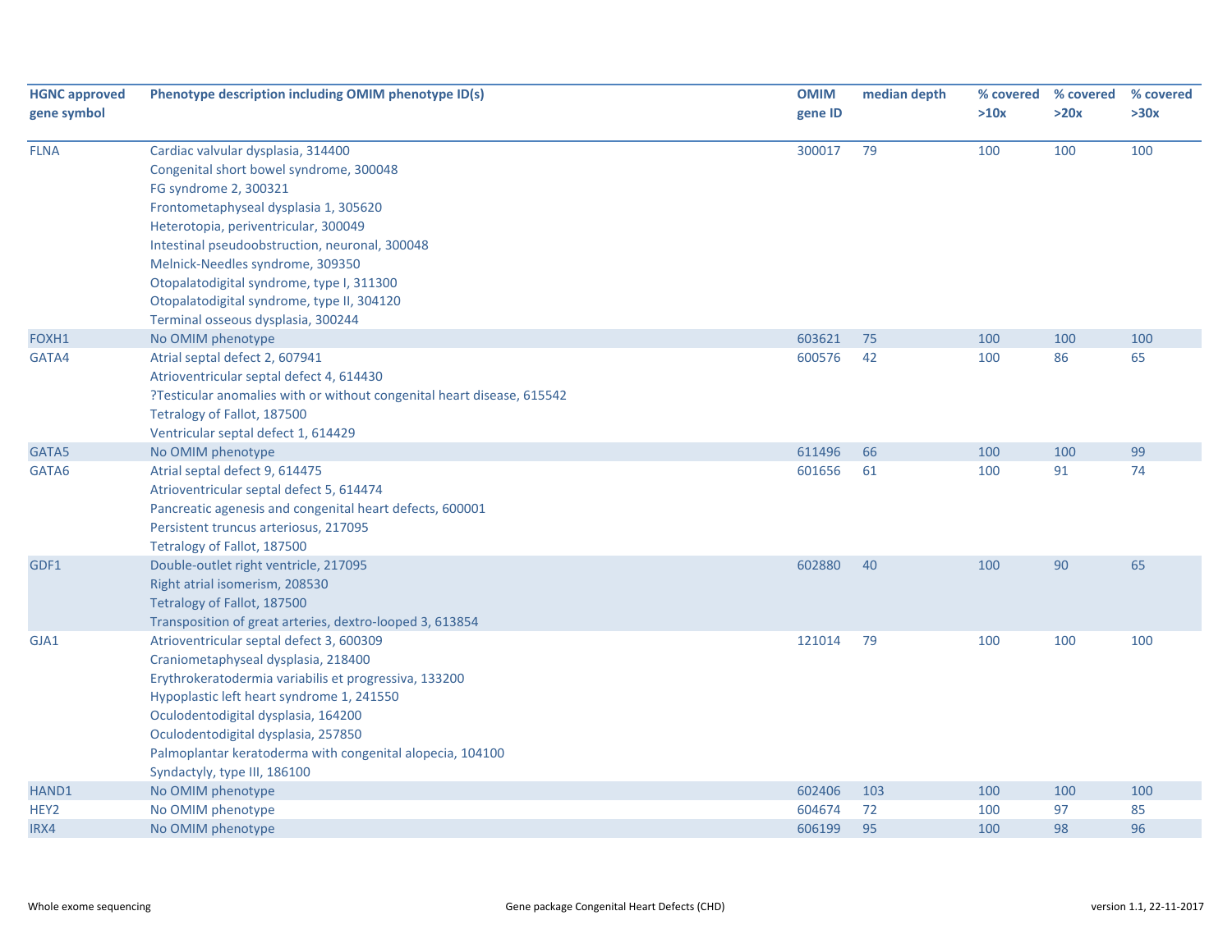| HGNC approved gene symbol | Phenotype description including OMIM phenotype ID(s) | OMIM gene ID | median depth | % covered >10x | % covered >20x | % covered >30x |
|---|---|---|---|---|---|---|
| FLNA | Cardiac valvular dysplasia, 314400 | 300017 | 79 | 100 | 100 | 100 |
| | Congenital short bowel syndrome, 300048 | | | | | |
| | FG syndrome 2, 300321 | | | | | |
| | Frontometaphyseal dysplasia 1, 305620 | | | | | |
| | Heterotopia, periventricular, 300049 | | | | | |
| | Intestinal pseudoobstruction, neuronal, 300048 | | | | | |
| | Melnick-Needles syndrome, 309350 | | | | | |
| | Otopalatodigital syndrome, type I, 311300 | | | | | |
| | Otopalatodigital syndrome, type II, 304120 | | | | | |
| | Terminal osseous dysplasia, 300244 | | | | | |
| FOXH1 | No OMIM phenotype | 603621 | 75 | 100 | 100 | 100 |
| GATA4 | Atrial septal defect 2, 607941 | 600576 | 42 | 100 | 86 | 65 |
| | Atrioventricular septal defect 4, 614430 | | | | | |
| | ?Testicular anomalies with or without congenital heart disease, 615542 | | | | | |
| | Tetralogy of Fallot, 187500 | | | | | |
| | Ventricular septal defect 1, 614429 | | | | | |
| GATA5 | No OMIM phenotype | 611496 | 66 | 100 | 100 | 99 |
| GATA6 | Atrial septal defect 9, 614475 | 601656 | 61 | 100 | 91 | 74 |
| | Atrioventricular septal defect 5, 614474 | | | | | |
| | Pancreatic agenesis and congenital heart defects, 600001 | | | | | |
| | Persistent truncus arteriosus, 217095 | | | | | |
| | Tetralogy of Fallot, 187500 | | | | | |
| GDF1 | Double-outlet right ventricle, 217095 | 602880 | 40 | 100 | 90 | 65 |
| | Right atrial isomerism, 208530 | | | | | |
| | Tetralogy of Fallot, 187500 | | | | | |
| | Transposition of great arteries, dextro-looped 3, 613854 | | | | | |
| GJA1 | Atrioventricular septal defect 3, 600309 | 121014 | 79 | 100 | 100 | 100 |
| | Craniometaphyseal dysplasia, 218400 | | | | | |
| | Erythrokeratodermia variabilis et progressiva, 133200 | | | | | |
| | Hypoplastic left heart syndrome 1, 241550 | | | | | |
| | Oculodentodigital dysplasia, 164200 | | | | | |
| | Oculodentodigital dysplasia, 257850 | | | | | |
| | Palmoplantar keratoderma with congenital alopecia, 104100 | | | | | |
| | Syndactyly, type III, 186100 | | | | | |
| HAND1 | No OMIM phenotype | 602406 | 103 | 100 | 100 | 100 |
| HEY2 | No OMIM phenotype | 604674 | 72 | 100 | 97 | 85 |
| IRX4 | No OMIM phenotype | 606199 | 95 | 100 | 98 | 96 |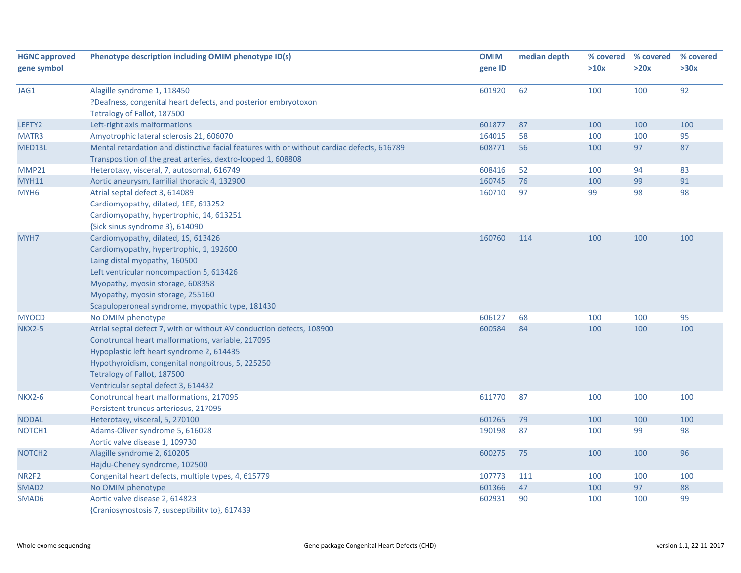| HGNC approved gene symbol | Phenotype description including OMIM phenotype ID(s) | OMIM gene ID | median depth | % covered >10x | % covered >20x | % covered >30x |
|---|---|---|---|---|---|---|
| JAG1 | Alagille syndrome 1, 118450<br>?Deafness, congenital heart defects, and posterior embryotoxon<br>Tetralogy of Fallot, 187500 | 601920 | 62 | 100 | 100 | 92 |
| LEFTY2 | Left-right axis malformations | 601877 | 87 | 100 | 100 | 100 |
| MATR3 | Amyotrophic lateral sclerosis 21, 606070 | 164015 | 58 | 100 | 100 | 95 |
| MED13L | Mental retardation and distinctive facial features with or without cardiac defects, 616789<br>Transposition of the great arteries, dextro-looped 1, 608808 | 608771 | 56 | 100 | 97 | 87 |
| MMP21 | Heterotaxy, visceral, 7, autosomal, 616749 | 608416 | 52 | 100 | 94 | 83 |
| MYH11 | Aortic aneurysm, familial thoracic 4, 132900 | 160745 | 76 | 100 | 99 | 91 |
| MYH6 | Atrial septal defect 3, 614089<br>Cardiomyopathy, dilated, 1EE, 613252<br>Cardiomyopathy, hypertrophic, 14, 613251<br>{Sick sinus syndrome 3}, 614090 | 160710 | 97 | 99 | 98 | 98 |
| MYH7 | Cardiomyopathy, dilated, 1S, 613426<br>Cardiomyopathy, hypertrophic, 1, 192600<br>Laing distal myopathy, 160500<br>Left ventricular noncompaction 5, 613426<br>Myopathy, myosin storage, 608358<br>Myopathy, myosin storage, 255160<br>Scapuloperoneal syndrome, myopathic type, 181430 | 160760 | 114 | 100 | 100 | 100 |
| MYOCD | No OMIM phenotype | 606127 | 68 | 100 | 100 | 95 |
| NKX2-5 | Atrial septal defect 7, with or without AV conduction defects, 108900<br>Conotruncal heart malformations, variable, 217095<br>Hypoplastic left heart syndrome 2, 614435<br>Hypothyroidism, congenital nongoitrous, 5, 225250<br>Tetralogy of Fallot, 187500<br>Ventricular septal defect 3, 614432 | 600584 | 84 | 100 | 100 | 100 |
| NKX2-6 | Conotruncal heart malformations, 217095<br>Persistent truncus arteriosus, 217095 | 611770 | 87 | 100 | 100 | 100 |
| NODAL | Heterotaxy, visceral, 5, 270100 | 601265 | 79 | 100 | 100 | 100 |
| NOTCH1 | Adams-Oliver syndrome 5, 616028<br>Aortic valve disease 1, 109730 | 190198 | 87 | 100 | 99 | 98 |
| NOTCH2 | Alagille syndrome 2, 610205<br>Hajdu-Cheney syndrome, 102500 | 600275 | 75 | 100 | 100 | 96 |
| NR2F2 | Congenital heart defects, multiple types, 4, 615779 | 107773 | 111 | 100 | 100 | 100 |
| SMAD2 | No OMIM phenotype | 601366 | 47 | 100 | 97 | 88 |
| SMAD6 | Aortic valve disease 2, 614823<br>{Craniosynostosis 7, susceptibility to}, 617439 | 602931 | 90 | 100 | 100 | 99 |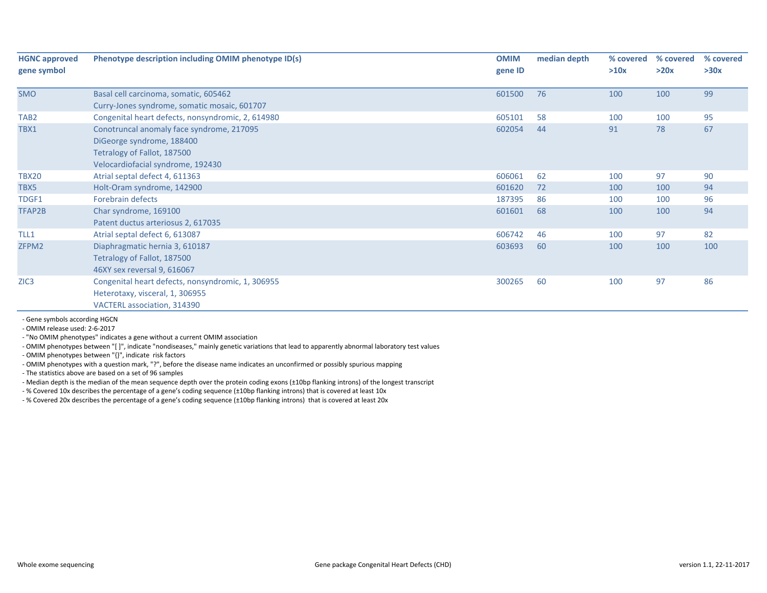| HGNC approved gene symbol | Phenotype description including OMIM phenotype ID(s) | OMIM gene ID | median depth | % covered >10x | % covered >20x | % covered >30x |
|---|---|---|---|---|---|---|
| SMO | Basal cell carcinoma, somatic, 605462<br>Curry-Jones syndrome, somatic mosaic, 601707 | 601500 | 76 | 100 | 100 | 99 |
| TAB2 | Congenital heart defects, nonsyndromic, 2, 614980 | 605101 | 58 | 100 | 100 | 95 |
| TBX1 | Conotruncal anomaly face syndrome, 217095<br>DiGeorge syndrome, 188400<br>Tetralogy of Fallot, 187500<br>Velocardiofacial syndrome, 192430 | 602054 | 44 | 91 | 78 | 67 |
| TBX20 | Atrial septal defect 4, 611363 | 606061 | 62 | 100 | 97 | 90 |
| TBX5 | Holt-Oram syndrome, 142900 | 601620 | 72 | 100 | 100 | 94 |
| TDGF1 | Forebrain defects | 187395 | 86 | 100 | 100 | 96 |
| TFAP2B | Char syndrome, 169100<br>Patent ductus arteriosus 2, 617035 | 601601 | 68 | 100 | 100 | 94 |
| TLL1 | Atrial septal defect 6, 613087 | 606742 | 46 | 100 | 97 | 82 |
| ZFPM2 | Diaphragmatic hernia 3, 610187<br>Tetralogy of Fallot, 187500<br>46XY sex reversal 9, 616067 | 603693 | 60 | 100 | 100 | 100 |
| ZIC3 | Congenital heart defects, nonsyndromic, 1, 306955<br>Heterotaxy, visceral, 1, 306955<br>VACTERL association, 314390 | 300265 | 60 | 100 | 97 | 86 |

- Gene symbols according HGCN
- OMIM release used: 2-6-2017
- "No OMIM phenotypes" indicates a gene without a current OMIM association
- OMIM phenotypes between "[ ]", indicate "nondiseases," mainly genetic variations that lead to apparently abnormal laboratory test values
- OMIM phenotypes between "{}", indicate risk factors
- OMIM phenotypes with a question mark, "?", before the disease name indicates an unconfirmed or possibly spurious mapping
- The statistics above are based on a set of 96 samples
- Median depth is the median of the mean sequence depth over the protein coding exons (±10bp flanking introns) of the longest transcript
- % Covered 10x describes the percentage of a gene's coding sequence (±10bp flanking introns) that is covered at least 10x
- % Covered 20x describes the percentage of a gene's coding sequence (±10bp flanking introns) that is covered at least 20x